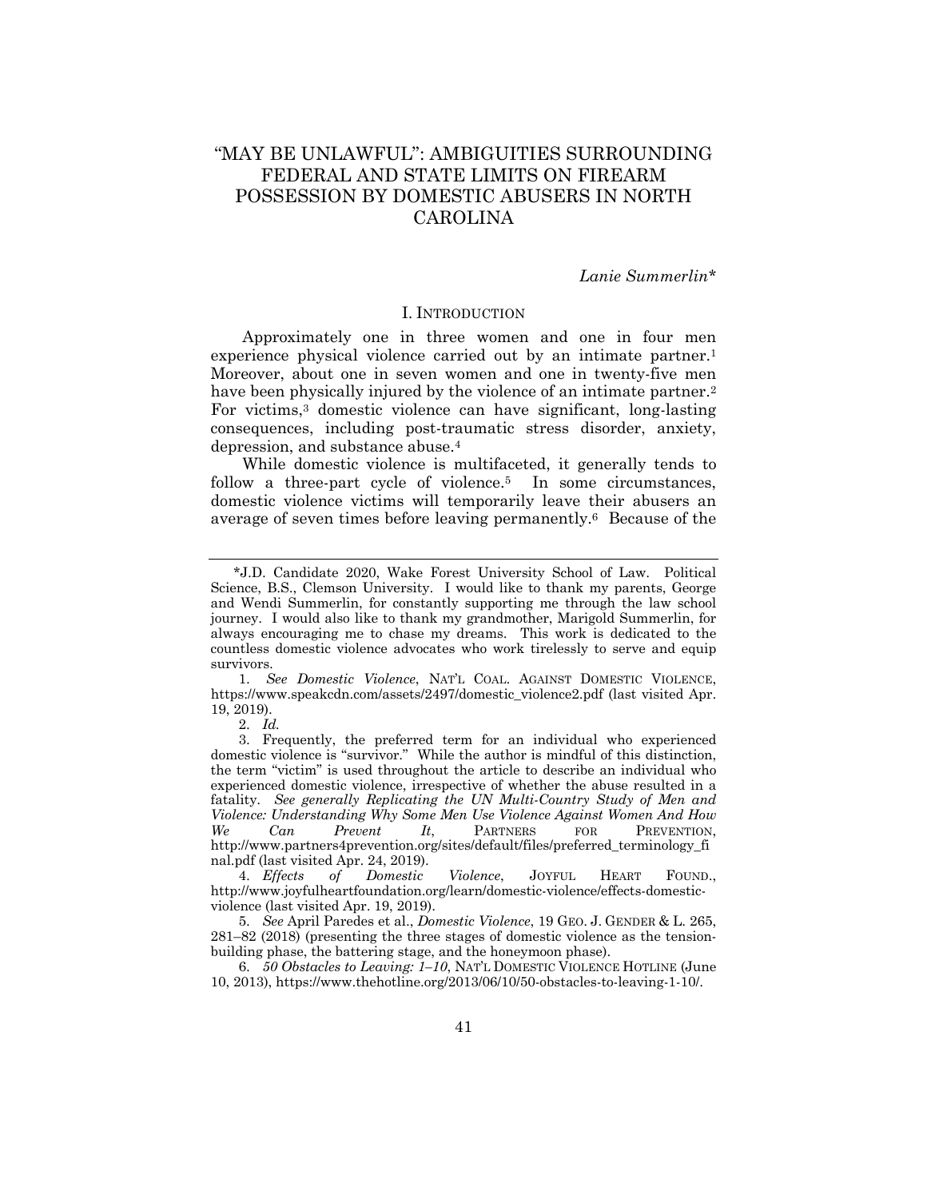# "MAY BE UNLAWFUL": AMBIGUITIES SURROUNDING FEDERAL AND STATE LIMITS ON FIREARM POSSESSION BY DOMESTIC ABUSERS IN NORTH CAROLINA

*Lanie Summerlin\**

## I. INTRODUCTION

Approximately one in three women and one in four men experience physical violence carried out by an intimate partner.[1] Moreover, about one in seven women and one in twenty-five men have been physically injured by the violence of an intimate partner.[2] For victims,[3] domestic violence can have significant, long-lasting consequences, including post-traumatic stress disorder, anxiety, depression, and substance abuse.[4]

While domestic violence is multifaceted, it generally tends to follow a three-part cycle of violence.[5] In some circumstances, domestic violence victims will temporarily leave their abusers an average of seven times before leaving permanently.[6] Because of the

---

\*J.D. Candidate 2020, Wake Forest University School of Law. Political Science, B.S., Clemson University. I would like to thank my parents, George and Wendi Summerlin, for constantly supporting me through the law school journey. I would also like to thank my grandmother, Marigold Summerlin, for always encouraging me to chase my dreams. This work is dedicated to the countless domestic violence advocates who work tirelessly to serve and equip survivors.

1. *See Domestic Violence*, NAT'L COAL. AGAINST DOMESTIC VIOLENCE, https://www.speakcdn.com/assets/2497/domestic_violence2.pdf (last visited Apr. 19, 2019).

2. *Id.*

3. Frequently, the preferred term for an individual who experienced domestic violence is "survivor." While the author is mindful of this distinction, the term "victim" is used throughout the article to describe an individual who experienced domestic violence, irrespective of whether the abuse resulted in a fatality. *See generally Replicating the UN Multi-Country Study of Men and Violence: Understanding Why Some Men Use Violence Against Women And How We Can Prevent It*, PARTNERS FOR PREVENTION, http://www.partners4prevention.org/sites/default/files/preferred_terminology_final.pdf (last visited Apr. 24, 2019).

4. *Effects of Domestic Violence*, JOYFUL HEART FOUND., http://www.joyfulheartfoundation.org/learn/domestic-violence/effects-domestic-violence (last visited Apr. 19, 2019).

5. *See* April Paredes et al., *Domestic Violence*, 19 GEO. J. GENDER & L. 265, 281–82 (2018) (presenting the three stages of domestic violence as the tension-building phase, the battering stage, and the honeymoon phase).

6. *50 Obstacles to Leaving: 1–10*, NAT'L DOMESTIC VIOLENCE HOTLINE (June 10, 2013), https://www.thehotline.org/2013/06/10/50-obstacles-to-leaving-1-10/.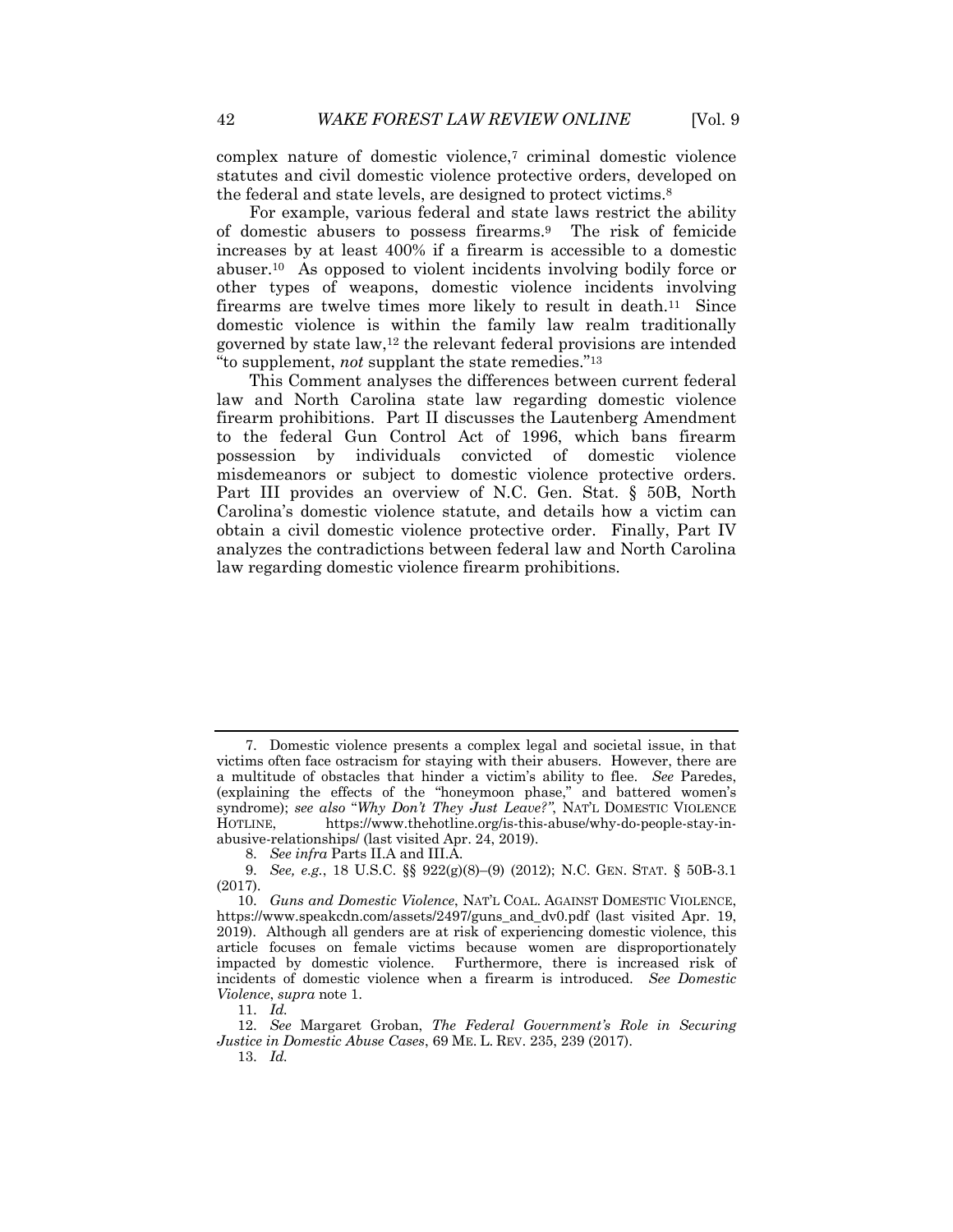complex nature of domestic violence,[7] criminal domestic violence statutes and civil domestic violence protective orders, developed on the federal and state levels, are designed to protect victims.[8]

For example, various federal and state laws restrict the ability of domestic abusers to possess firearms.[9] The risk of femicide increases by at least 400% if a firearm is accessible to a domestic abuser.[10] As opposed to violent incidents involving bodily force or other types of weapons, domestic violence incidents involving firearms are twelve times more likely to result in death.[11] Since domestic violence is within the family law realm traditionally governed by state law,[12] the relevant federal provisions are intended "to supplement, *not* supplant the state remedies."[13]

This Comment analyses the differences between current federal law and North Carolina state law regarding domestic violence firearm prohibitions. Part II discusses the Lautenberg Amendment to the federal Gun Control Act of 1996, which bans firearm possession by individuals convicted of domestic violence misdemeanors or subject to domestic violence protective orders. Part III provides an overview of N.C. Gen. Stat. § 50B, North Carolina's domestic violence statute, and details how a victim can obtain a civil domestic violence protective order. Finally, Part IV analyzes the contradictions between federal law and North Carolina law regarding domestic violence firearm prohibitions.

---

7. Domestic violence presents a complex legal and societal issue, in that victims often face ostracism for staying with their abusers. However, there are a multitude of obstacles that hinder a victim's ability to flee. *See* Paredes, (explaining the effects of the "honeymoon phase," and battered women's syndrome); *see also* "*Why Don't They Just Leave?"*, NAT'L DOMESTIC VIOLENCE HOTLINE, https://www.thehotline.org/is-this-abuse/why-do-people-stay-in-abusive-relationships/ (last visited Apr. 24, 2019).

8. *See infra* Parts II.A and III.A.

9. *See, e.g.*, 18 U.S.C. §§ 922(g)(8)–(9) (2012); N.C. GEN. STAT. § 50B-3.1 (2017).

10. *Guns and Domestic Violence*, NAT'L COAL. AGAINST DOMESTIC VIOLENCE, https://www.speakcdn.com/assets/2497/guns_and_dv0.pdf (last visited Apr. 19, 2019). Although all genders are at risk of experiencing domestic violence, this article focuses on female victims because women are disproportionately impacted by domestic violence. Furthermore, there is increased risk of incidents of domestic violence when a firearm is introduced. *See Domestic Violence*, *supra* note 1.

11. *Id.*

12. *See* Margaret Groban, *The Federal Government's Role in Securing Justice in Domestic Abuse Cases*, 69 ME. L. REV. 235, 239 (2017).

13. *Id.*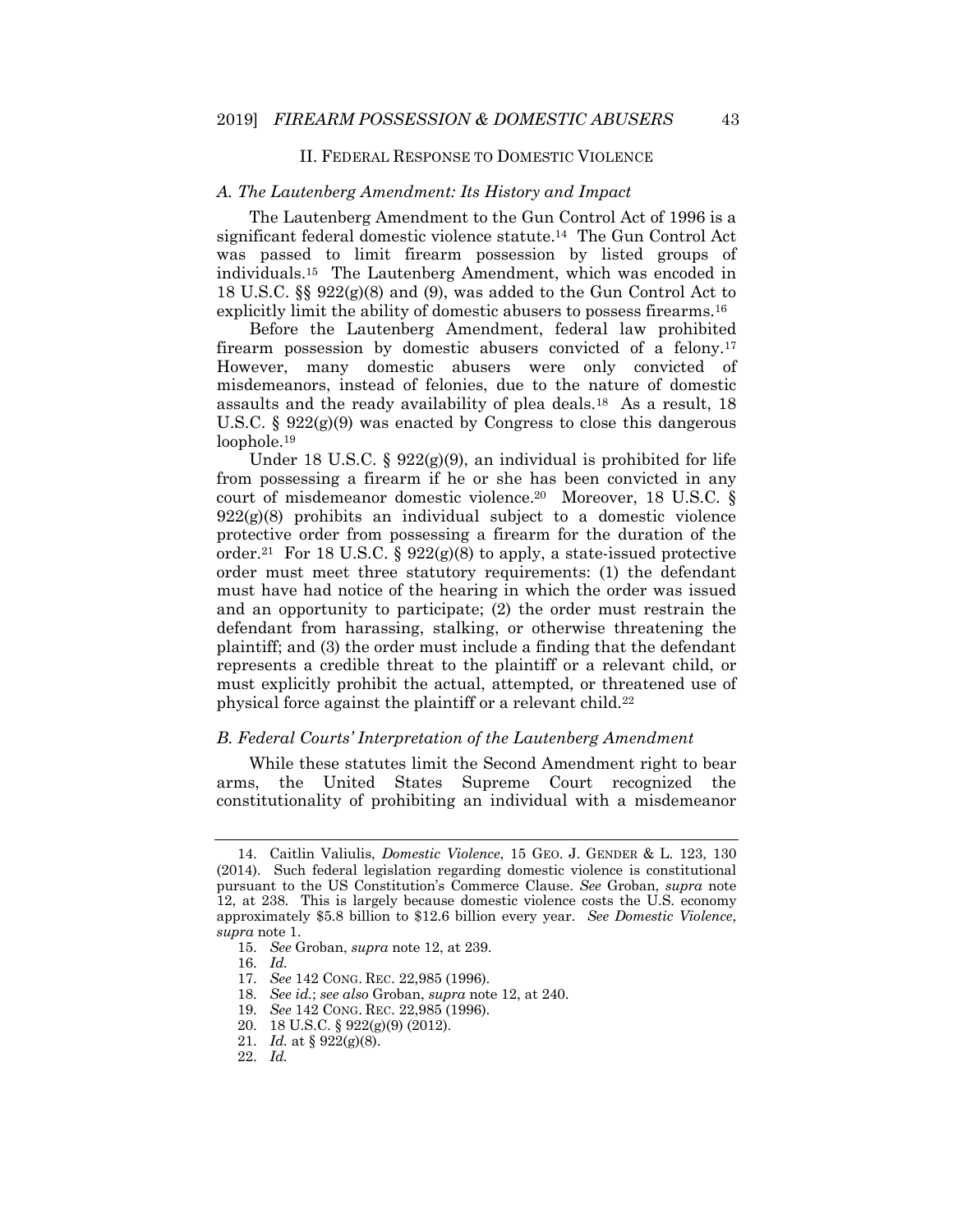## II. FEDERAL RESPONSE TO DOMESTIC VIOLENCE

### *A. The Lautenberg Amendment: Its History and Impact*

The Lautenberg Amendment to the Gun Control Act of 1996 is a significant federal domestic violence statute.[14] The Gun Control Act was passed to limit firearm possession by listed groups of individuals.[15] The Lautenberg Amendment, which was encoded in 18 U.S.C. §§ 922(g)(8) and (9), was added to the Gun Control Act to explicitly limit the ability of domestic abusers to possess firearms.[16]

Before the Lautenberg Amendment, federal law prohibited firearm possession by domestic abusers convicted of a felony.[17] However, many domestic abusers were only convicted of misdemeanors, instead of felonies, due to the nature of domestic assaults and the ready availability of plea deals.[18] As a result, 18 U.S.C. § 922(g)(9) was enacted by Congress to close this dangerous loophole.[19]

Under 18 U.S.C. § 922(g)(9), an individual is prohibited for life from possessing a firearm if he or she has been convicted in any court of misdemeanor domestic violence.[20] Moreover, 18 U.S.C. § 922(g)(8) prohibits an individual subject to a domestic violence protective order from possessing a firearm for the duration of the order.[21] For 18 U.S.C. § 922(g)(8) to apply, a state-issued protective order must meet three statutory requirements: (1) the defendant must have had notice of the hearing in which the order was issued and an opportunity to participate; (2) the order must restrain the defendant from harassing, stalking, or otherwise threatening the plaintiff; and (3) the order must include a finding that the defendant represents a credible threat to the plaintiff or a relevant child, or must explicitly prohibit the actual, attempted, or threatened use of physical force against the plaintiff or a relevant child.[22]

### *B. Federal Courts' Interpretation of the Lautenberg Amendment*

While these statutes limit the Second Amendment right to bear arms, the United States Supreme Court recognized the constitutionality of prohibiting an individual with a misdemeanor

---

14. Caitlin Valiulis, *Domestic Violence*, 15 GEO. J. GENDER & L. 123, 130 (2014). Such federal legislation regarding domestic violence is constitutional pursuant to the US Constitution's Commerce Clause. *See* Groban, *supra* note 12, at 238. This is largely because domestic violence costs the U.S. economy approximately $5.8 billion to $12.6 billion every year. *See Domestic Violence*, *supra* note 1.

15. *See* Groban, *supra* note 12, at 239.

16. *Id.*

17. *See* 142 CONG. REC. 22,985 (1996).

18. *See id.*; *see also* Groban, *supra* note 12, at 240.

19. *See* 142 CONG. REC. 22,985 (1996).

20. 18 U.S.C. § 922(g)(9) (2012).

21. *Id.* at § 922(g)(8).

22. *Id.*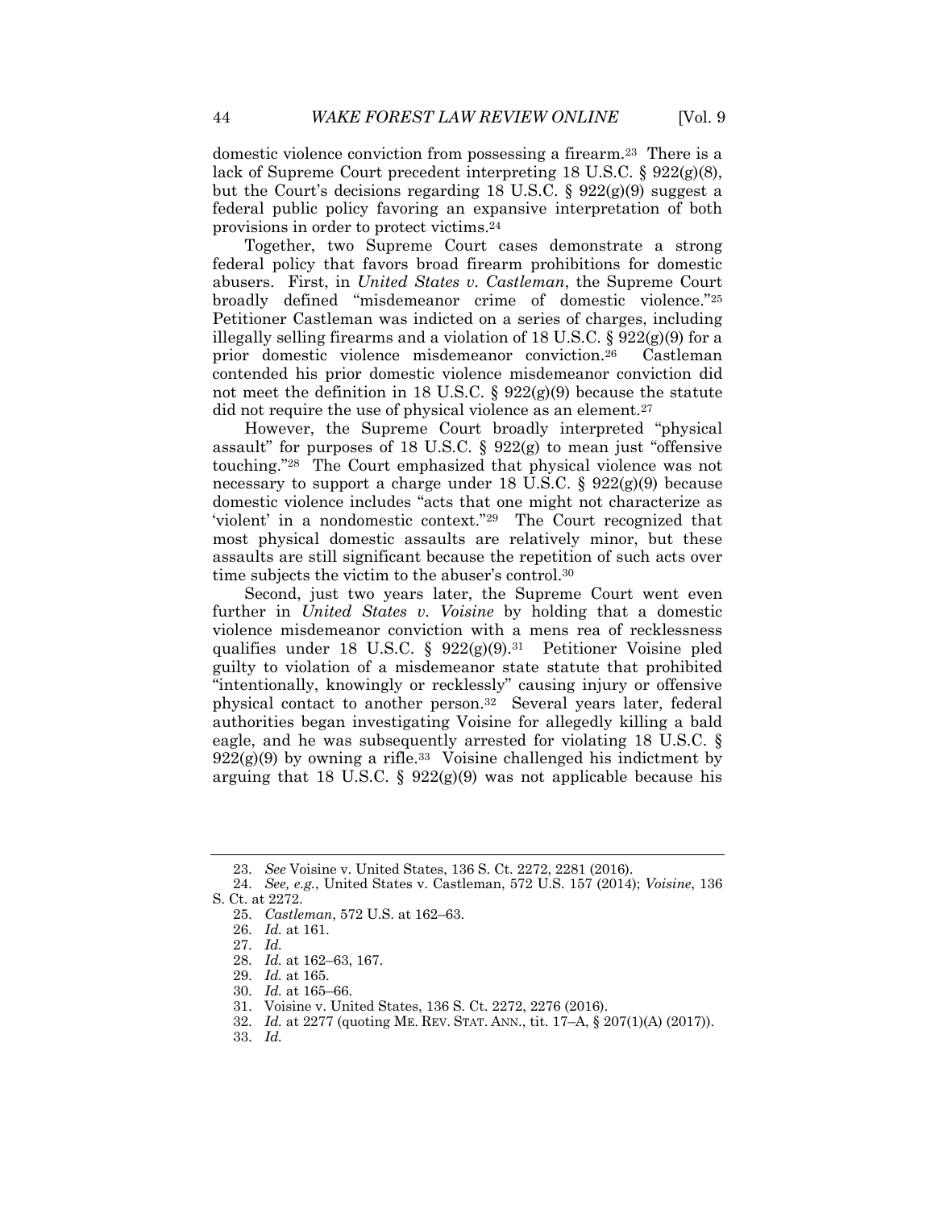domestic violence conviction from possessing a firearm.[23] There is a lack of Supreme Court precedent interpreting 18 U.S.C. § 922(g)(8), but the Court's decisions regarding 18 U.S.C. § 922(g)(9) suggest a federal public policy favoring an expansive interpretation of both provisions in order to protect victims.[24]

Together, two Supreme Court cases demonstrate a strong federal policy that favors broad firearm prohibitions for domestic abusers. First, in *United States v. Castleman*, the Supreme Court broadly defined "misdemeanor crime of domestic violence."[25] Petitioner Castleman was indicted on a series of charges, including illegally selling firearms and a violation of 18 U.S.C. § 922(g)(9) for a prior domestic violence misdemeanor conviction.[26] Castleman contended his prior domestic violence misdemeanor conviction did not meet the definition in 18 U.S.C. § 922(g)(9) because the statute did not require the use of physical violence as an element.[27]

However, the Supreme Court broadly interpreted "physical assault" for purposes of 18 U.S.C. § 922(g) to mean just "offensive touching."[28] The Court emphasized that physical violence was not necessary to support a charge under 18 U.S.C. § 922(g)(9) because domestic violence includes "acts that one might not characterize as 'violent' in a nondomestic context."[29] The Court recognized that most physical domestic assaults are relatively minor, but these assaults are still significant because the repetition of such acts over time subjects the victim to the abuser's control.[30]

Second, just two years later, the Supreme Court went even further in *United States v. Voisine* by holding that a domestic violence misdemeanor conviction with a mens rea of recklessness qualifies under 18 U.S.C. § 922(g)(9).[31] Petitioner Voisine pled guilty to violation of a misdemeanor state statute that prohibited "intentionally, knowingly or recklessly" causing injury or offensive physical contact to another person.[32] Several years later, federal authorities began investigating Voisine for allegedly killing a bald eagle, and he was subsequently arrested for violating 18 U.S.C. § 922(g)(9) by owning a rifle.[33] Voisine challenged his indictment by arguing that 18 U.S.C. § 922(g)(9) was not applicable because his

---

23. *See* Voisine v. United States, 136 S. Ct. 2272, 2281 (2016).

24. *See, e.g.*, United States v. Castleman, 572 U.S. 157 (2014); *Voisine*, 136 S. Ct. at 2272.

25. *Castleman*, 572 U.S. at 162–63.

26. *Id.* at 161.

27. *Id.*

28. *Id.* at 162–63, 167.

29. *Id.* at 165.

30. *Id.* at 165–66.

31. Voisine v. United States, 136 S. Ct. 2272, 2276 (2016).

32. *Id.* at 2277 (quoting ME. REV. STAT. ANN., tit. 17–A, § 207(1)(A) (2017)).

33. *Id.*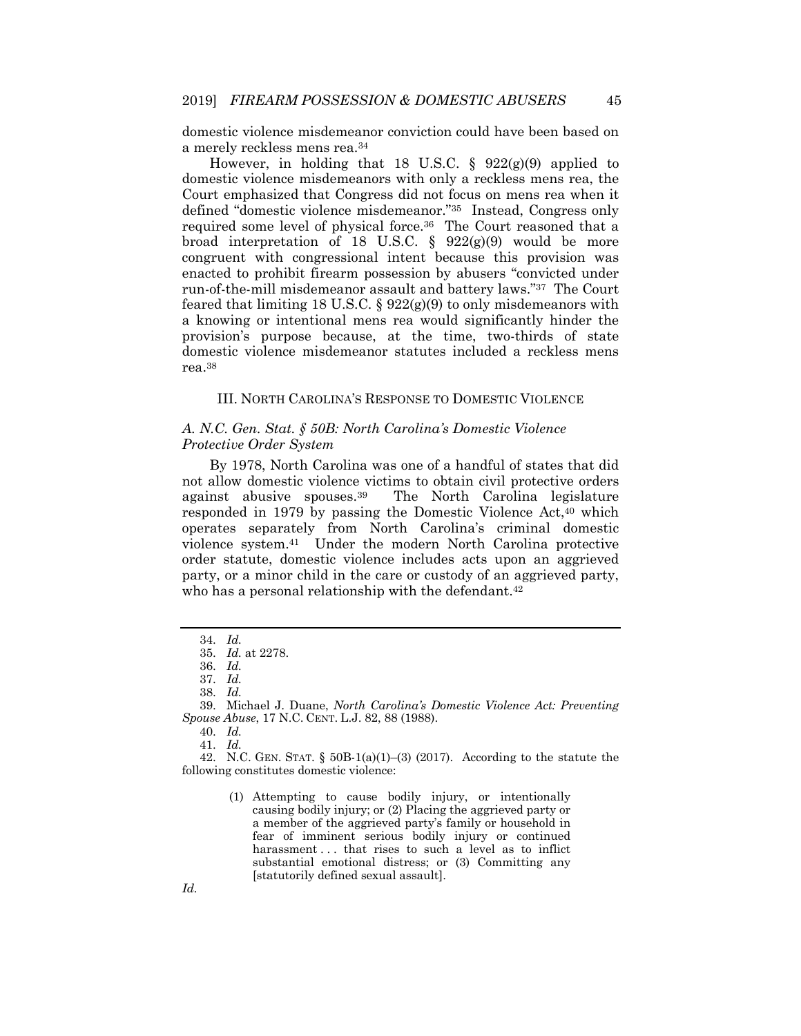domestic violence misdemeanor conviction could have been based on a merely reckless mens rea.[34]

However, in holding that 18 U.S.C. § 922(g)(9) applied to domestic violence misdemeanors with only a reckless mens rea, the Court emphasized that Congress did not focus on mens rea when it defined "domestic violence misdemeanor."[35] Instead, Congress only required some level of physical force.[36] The Court reasoned that a broad interpretation of 18 U.S.C. § 922(g)(9) would be more congruent with congressional intent because this provision was enacted to prohibit firearm possession by abusers "convicted under run-of-the-mill misdemeanor assault and battery laws."[37] The Court feared that limiting 18 U.S.C. § 922(g)(9) to only misdemeanors with a knowing or intentional mens rea would significantly hinder the provision's purpose because, at the time, two-thirds of state domestic violence misdemeanor statutes included a reckless mens rea.[38]

## III. NORTH CAROLINA'S RESPONSE TO DOMESTIC VIOLENCE

### *A. N.C. Gen. Stat. § 50B: North Carolina's Domestic Violence Protective Order System*

By 1978, North Carolina was one of a handful of states that did not allow domestic violence victims to obtain civil protective orders against abusive spouses.[39] The North Carolina legislature responded in 1979 by passing the Domestic Violence Act,[40] which operates separately from North Carolina's criminal domestic violence system.[41] Under the modern North Carolina protective order statute, domestic violence includes acts upon an aggrieved party, or a minor child in the care or custody of an aggrieved party, who has a personal relationship with the defendant.[42]

---

34. *Id.*

35. *Id.* at 2278.

36. *Id.*

37. *Id.*

38. *Id.*

39. Michael J. Duane, *North Carolina's Domestic Violence Act: Preventing Spouse Abuse*, 17 N.C. CENT. L.J. 82, 88 (1988).

40. *Id.*

41. *Id.*

42. N.C. GEN. STAT. § 50B-1(a)(1)–(3) (2017). According to the statute the following constitutes domestic violence:

> (1) Attempting to cause bodily injury, or intentionally causing bodily injury; or (2) Placing the aggrieved party or a member of the aggrieved party's family or household in fear of imminent serious bodily injury or continued harassment . . . that rises to such a level as to inflict substantial emotional distress; or (3) Committing any [statutorily defined sexual assault].

*Id.*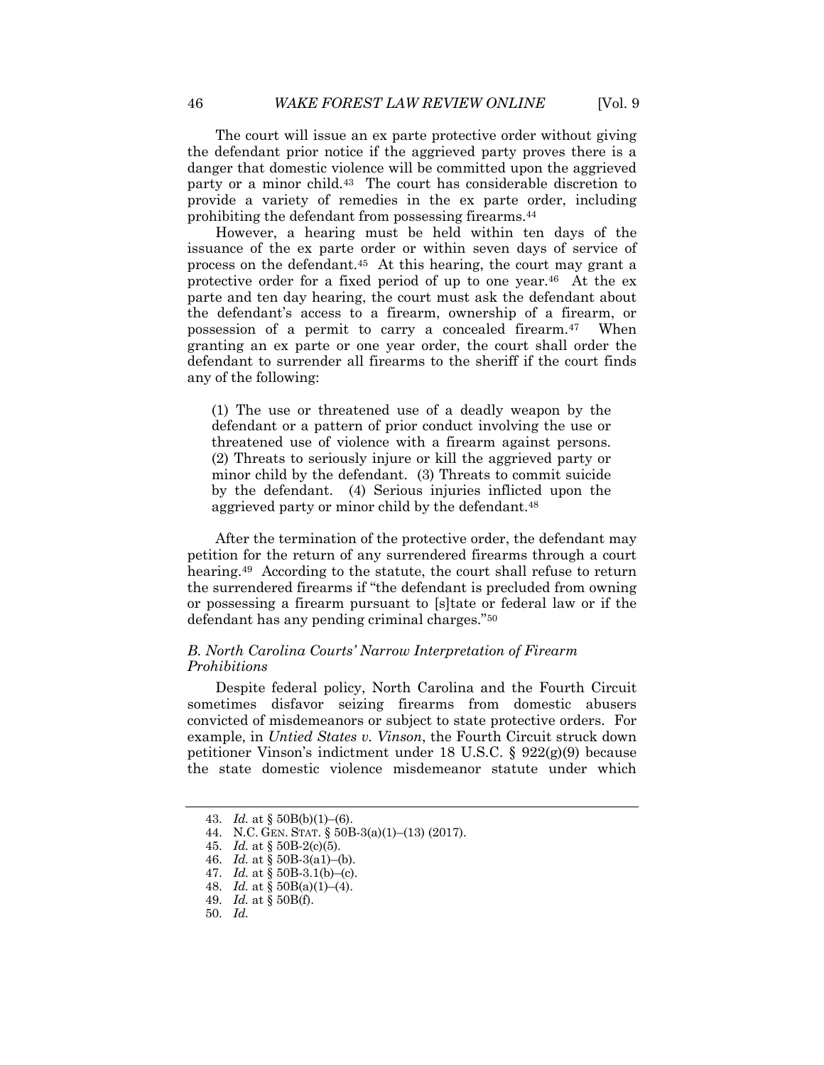The court will issue an ex parte protective order without giving the defendant prior notice if the aggrieved party proves there is a danger that domestic violence will be committed upon the aggrieved party or a minor child.[43] The court has considerable discretion to provide a variety of remedies in the ex parte order, including prohibiting the defendant from possessing firearms.[44]

However, a hearing must be held within ten days of the issuance of the ex parte order or within seven days of service of process on the defendant.[45] At this hearing, the court may grant a protective order for a fixed period of up to one year.[46] At the ex parte and ten day hearing, the court must ask the defendant about the defendant's access to a firearm, ownership of a firearm, or possession of a permit to carry a concealed firearm.[47] When granting an ex parte or one year order, the court shall order the defendant to surrender all firearms to the sheriff if the court finds any of the following:

> (1) The use or threatened use of a deadly weapon by the defendant or a pattern of prior conduct involving the use or threatened use of violence with a firearm against persons. (2) Threats to seriously injure or kill the aggrieved party or minor child by the defendant. (3) Threats to commit suicide by the defendant. (4) Serious injuries inflicted upon the aggrieved party or minor child by the defendant.[48]

After the termination of the protective order, the defendant may petition for the return of any surrendered firearms through a court hearing.[49] According to the statute, the court shall refuse to return the surrendered firearms if "the defendant is precluded from owning or possessing a firearm pursuant to [s]tate or federal law or if the defendant has any pending criminal charges."[50]

### *B. North Carolina Courts' Narrow Interpretation of Firearm Prohibitions*

Despite federal policy, North Carolina and the Fourth Circuit sometimes disfavor seizing firearms from domestic abusers convicted of misdemeanors or subject to state protective orders. For example, in *Untied States v. Vinson*, the Fourth Circuit struck down petitioner Vinson's indictment under 18 U.S.C. § 922(g)(9) because the state domestic violence misdemeanor statute under which

---

43. *Id.* at § 50B(b)(1)–(6).
44. N.C. GEN. STAT. § 50B-3(a)(1)–(13) (2017).
45. *Id.* at § 50B-2(c)(5).
46. *Id.* at § 50B-3(a1)–(b).
47. *Id.* at § 50B-3.1(b)–(c).
48. *Id.* at § 50B(a)(1)–(4).
49. *Id.* at § 50B(f).
50. *Id.*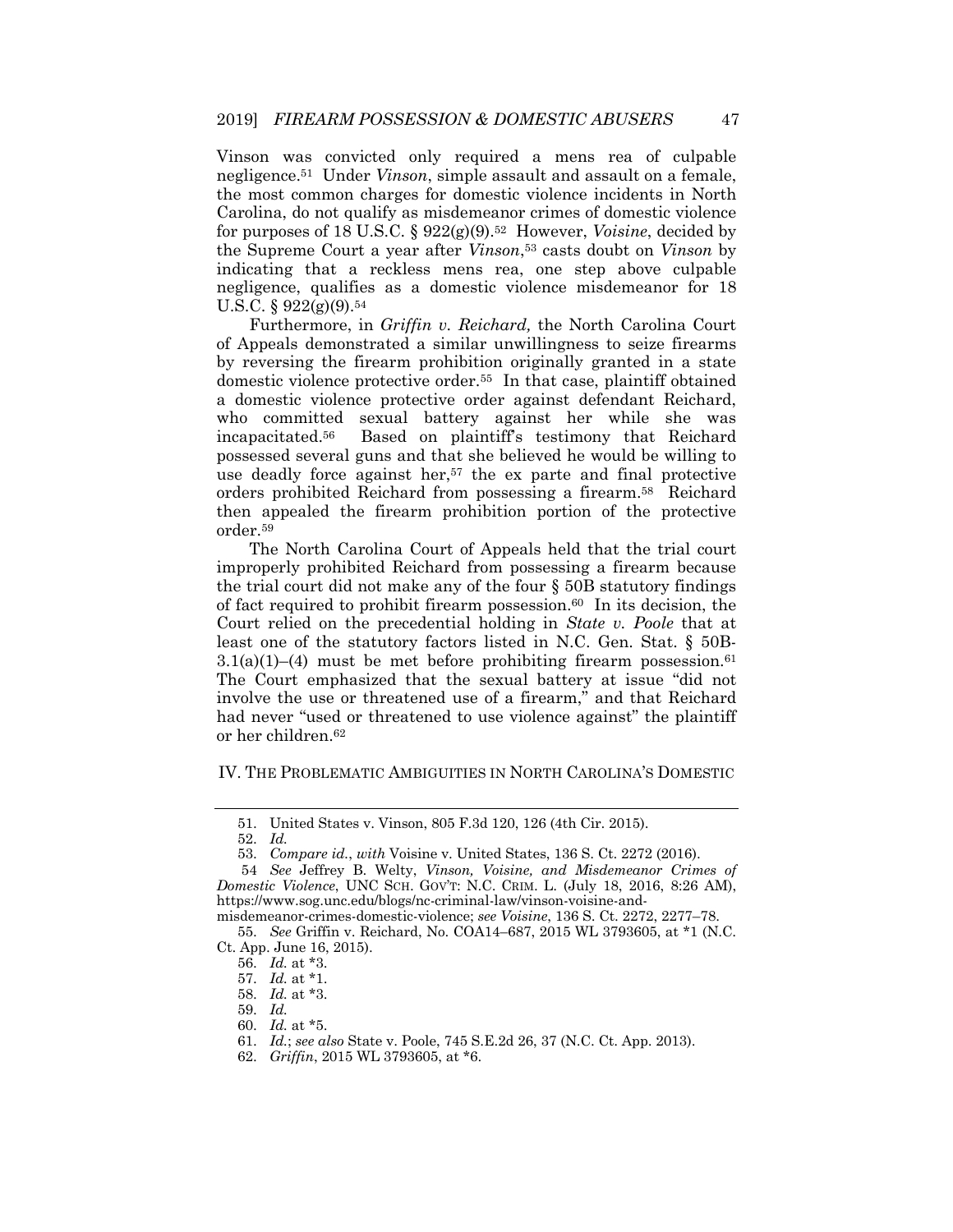Vinson was convicted only required a mens rea of culpable negligence.[51] Under *Vinson*, simple assault and assault on a female, the most common charges for domestic violence incidents in North Carolina, do not qualify as misdemeanor crimes of domestic violence for purposes of 18 U.S.C. § 922(g)(9).[52] However, *Voisine*, decided by the Supreme Court a year after *Vinson*,[53] casts doubt on *Vinson* by indicating that a reckless mens rea, one step above culpable negligence, qualifies as a domestic violence misdemeanor for 18 U.S.C. § 922(g)(9).[54]

Furthermore, in *Griffin v. Reichard,* the North Carolina Court of Appeals demonstrated a similar unwillingness to seize firearms by reversing the firearm prohibition originally granted in a state domestic violence protective order.[55] In that case, plaintiff obtained a domestic violence protective order against defendant Reichard, who committed sexual battery against her while she was incapacitated.[56] Based on plaintiff's testimony that Reichard possessed several guns and that she believed he would be willing to use deadly force against her,[57] the ex parte and final protective orders prohibited Reichard from possessing a firearm.[58] Reichard then appealed the firearm prohibition portion of the protective order.[59]

The North Carolina Court of Appeals held that the trial court improperly prohibited Reichard from possessing a firearm because the trial court did not make any of the four § 50B statutory findings of fact required to prohibit firearm possession.[60] In its decision, the Court relied on the precedential holding in *State v. Poole* that at least one of the statutory factors listed in N.C. Gen. Stat. § 50B-3.1(a)(1)–(4) must be met before prohibiting firearm possession.[61] The Court emphasized that the sexual battery at issue "did not involve the use or threatened use of a firearm," and that Reichard had never "used or threatened to use violence against" the plaintiff or her children.[62]

## IV. THE PROBLEMATIC AMBIGUITIES IN NORTH CAROLINA'S DOMESTIC

---

51. United States v. Vinson, 805 F.3d 120, 126 (4th Cir. 2015).

52. *Id.*

53. *Compare id.*, *with* Voisine v. United States, 136 S. Ct. 2272 (2016).

54. *See* Jeffrey B. Welty, *Vinson, Voisine, and Misdemeanor Crimes of Domestic Violence*, UNC SCH. GOV'T: N.C. CRIM. L. (July 18, 2016, 8:26 AM), https://www.sog.unc.edu/blogs/nc-criminal-law/vinson-voisine-and-misdemeanor-crimes-domestic-violence; *see Voisine*, 136 S. Ct. 2272, 2277–78.

55. *See* Griffin v. Reichard, No. COA14–687, 2015 WL 3793605, at *1 (N.C. Ct. App. June 16, 2015).

56. *Id.* at *3.

57. *Id.* at *1.

58. *Id.* at *3.

59. *Id.*

60. *Id.* at *5.

61. *Id.*; *see also* State v. Poole, 745 S.E.2d 26, 37 (N.C. Ct. App. 2013).

62. *Griffin*, 2015 WL 3793605, at *6.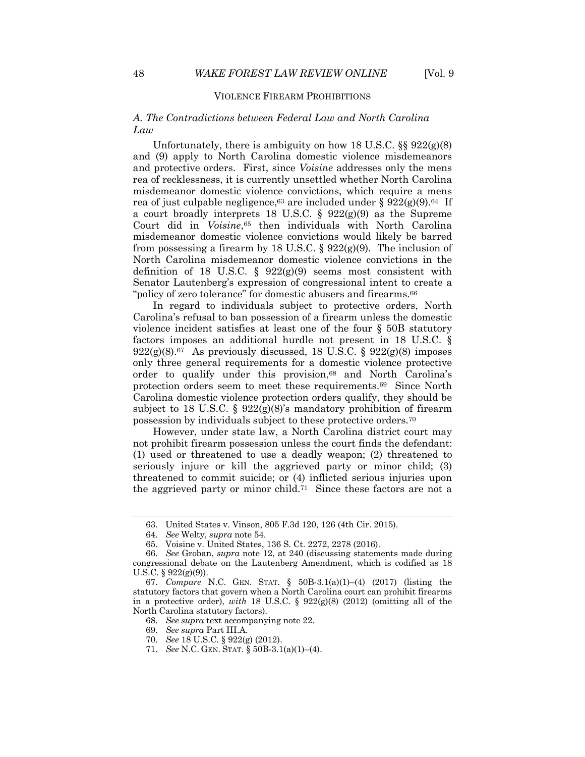VIOLENCE FIREARM PROHIBITIONS

### *A. The Contradictions between Federal Law and North Carolina Law*

Unfortunately, there is ambiguity on how 18 U.S.C. §§ 922(g)(8) and (9) apply to North Carolina domestic violence misdemeanors and protective orders. First, since *Voisine* addresses only the mens rea of recklessness, it is currently unsettled whether North Carolina misdemeanor domestic violence convictions, which require a mens rea of just culpable negligence,[63] are included under § 922(g)(9).[64] If a court broadly interprets 18 U.S.C. § 922(g)(9) as the Supreme Court did in *Voisine*,[65] then individuals with North Carolina misdemeanor domestic violence convictions would likely be barred from possessing a firearm by 18 U.S.C. § 922(g)(9). The inclusion of North Carolina misdemeanor domestic violence convictions in the definition of 18 U.S.C. § 922(g)(9) seems most consistent with Senator Lautenberg's expression of congressional intent to create a "policy of zero tolerance" for domestic abusers and firearms.[66]

In regard to individuals subject to protective orders, North Carolina's refusal to ban possession of a firearm unless the domestic violence incident satisfies at least one of the four § 50B statutory factors imposes an additional hurdle not present in 18 U.S.C. § 922(g)(8).[67] As previously discussed, 18 U.S.C. § 922(g)(8) imposes only three general requirements for a domestic violence protective order to qualify under this provision,[68] and North Carolina's protection orders seem to meet these requirements.[69] Since North Carolina domestic violence protection orders qualify, they should be subject to 18 U.S.C. § 922(g)(8)'s mandatory prohibition of firearm possession by individuals subject to these protective orders.[70]

However, under state law, a North Carolina district court may not prohibit firearm possession unless the court finds the defendant: (1) used or threatened to use a deadly weapon; (2) threatened to seriously injure or kill the aggrieved party or minor child; (3) threatened to commit suicide; or (4) inflicted serious injuries upon the aggrieved party or minor child.[71] Since these factors are not a

---

63. United States v. Vinson, 805 F.3d 120, 126 (4th Cir. 2015).

64. *See* Welty, *supra* note 54.

65. Voisine v. United States, 136 S. Ct. 2272, 2278 (2016).

66. *See* Groban, *supra* note 12, at 240 (discussing statements made during congressional debate on the Lautenberg Amendment, which is codified as 18 U.S.C. § 922(g)(9)).

67. *Compare* N.C. GEN. STAT. § 50B-3.1(a)(1)–(4) (2017) (listing the statutory factors that govern when a North Carolina court can prohibit firearms in a protective order), *with* 18 U.S.C. § 922(g)(8) (2012) (omitting all of the North Carolina statutory factors).

68. *See supra* text accompanying note 22.

69. *See supra* Part III.A.

70. *See* 18 U.S.C. § 922(g) (2012).

71. *See* N.C. GEN. STAT. § 50B-3.1(a)(1)–(4).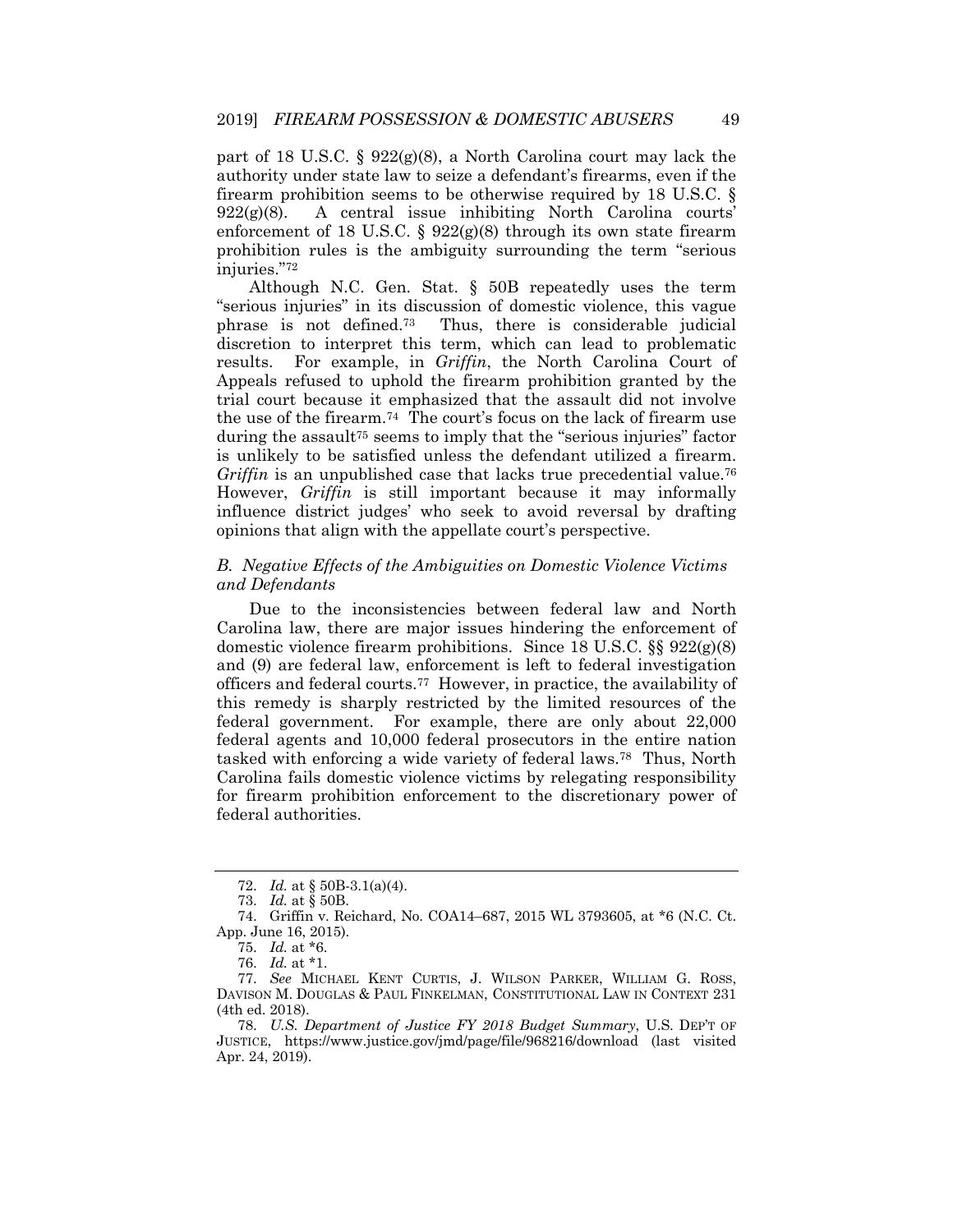part of 18 U.S.C. § 922(g)(8), a North Carolina court may lack the authority under state law to seize a defendant's firearms, even if the firearm prohibition seems to be otherwise required by 18 U.S.C. § 922(g)(8). A central issue inhibiting North Carolina courts' enforcement of 18 U.S.C. § 922(g)(8) through its own state firearm prohibition rules is the ambiguity surrounding the term "serious injuries."[72]

Although N.C. Gen. Stat. § 50B repeatedly uses the term "serious injuries" in its discussion of domestic violence, this vague phrase is not defined.[73] Thus, there is considerable judicial discretion to interpret this term, which can lead to problematic results. For example, in *Griffin*, the North Carolina Court of Appeals refused to uphold the firearm prohibition granted by the trial court because it emphasized that the assault did not involve the use of the firearm.[74] The court's focus on the lack of firearm use during the assault[75] seems to imply that the "serious injuries" factor is unlikely to be satisfied unless the defendant utilized a firearm. *Griffin* is an unpublished case that lacks true precedential value.[76] However, *Griffin* is still important because it may informally influence district judges' who seek to avoid reversal by drafting opinions that align with the appellate court's perspective.

### *B. Negative Effects of the Ambiguities on Domestic Violence Victims and Defendants*

Due to the inconsistencies between federal law and North Carolina law, there are major issues hindering the enforcement of domestic violence firearm prohibitions. Since 18 U.S.C. §§ 922(g)(8) and (9) are federal law, enforcement is left to federal investigation officers and federal courts.[77] However, in practice, the availability of this remedy is sharply restricted by the limited resources of the federal government. For example, there are only about 22,000 federal agents and 10,000 federal prosecutors in the entire nation tasked with enforcing a wide variety of federal laws.[78] Thus, North Carolina fails domestic violence victims by relegating responsibility for firearm prohibition enforcement to the discretionary power of federal authorities.

---

72. *Id.* at § 50B-3.1(a)(4).

73. *Id.* at § 50B.

74. Griffin v. Reichard, No. COA14–687, 2015 WL 3793605, at *6 (N.C. Ct. App. June 16, 2015).

75. *Id.* at *6.

76. *Id.* at *1.

77. *See* MICHAEL KENT CURTIS, J. WILSON PARKER, WILLIAM G. ROSS, DAVISON M. DOUGLAS & PAUL FINKELMAN, CONSTITUTIONAL LAW IN CONTEXT 231 (4th ed. 2018).

78. *U.S. Department of Justice FY 2018 Budget Summary*, U.S. DEP'T OF JUSTICE, https://www.justice.gov/jmd/page/file/968216/download (last visited Apr. 24, 2019).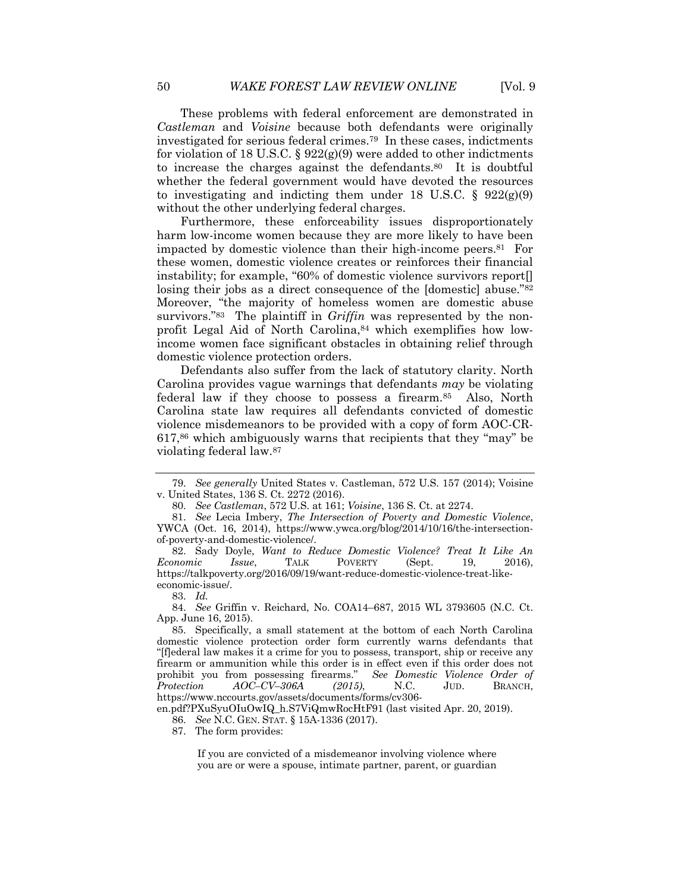These problems with federal enforcement are demonstrated in *Castleman* and *Voisine* because both defendants were originally investigated for serious federal crimes.[79] In these cases, indictments for violation of 18 U.S.C. § 922(g)(9) were added to other indictments to increase the charges against the defendants.[80] It is doubtful whether the federal government would have devoted the resources to investigating and indicting them under 18 U.S.C. § 922(g)(9) without the other underlying federal charges.

Furthermore, these enforceability issues disproportionately harm low-income women because they are more likely to have been impacted by domestic violence than their high-income peers.[81] For these women, domestic violence creates or reinforces their financial instability; for example, "60% of domestic violence survivors report[] losing their jobs as a direct consequence of the [domestic] abuse."[82] Moreover, "the majority of homeless women are domestic abuse survivors."[83] The plaintiff in *Griffin* was represented by the non-profit Legal Aid of North Carolina,[84] which exemplifies how low-income women face significant obstacles in obtaining relief through domestic violence protection orders.

Defendants also suffer from the lack of statutory clarity. North Carolina provides vague warnings that defendants *may* be violating federal law if they choose to possess a firearm.[85] Also, North Carolina state law requires all defendants convicted of domestic violence misdemeanors to be provided with a copy of form AOC-CR-617,[86] which ambiguously warns that recipients that they "may" be violating federal law.[87]

---

79. *See generally* United States v. Castleman, 572 U.S. 157 (2014); Voisine v. United States, 136 S. Ct. 2272 (2016).

80. *See Castleman*, 572 U.S. at 161; *Voisine*, 136 S. Ct. at 2274.

81. *See* Lecia Imbery, *The Intersection of Poverty and Domestic Violence*, YWCA (Oct. 16, 2014), https://www.ywca.org/blog/2014/10/16/the-intersection-of-poverty-and-domestic-violence/.

82. Sady Doyle, *Want to Reduce Domestic Violence? Treat It Like An Economic Issue*, TALK POVERTY (Sept. 19, 2016), https://talkpoverty.org/2016/09/19/want-reduce-domestic-violence-treat-like-economic-issue/.

83. *Id.*

84. *See* Griffin v. Reichard, No. COA14–687, 2015 WL 3793605 (N.C. Ct. App. June 16, 2015).

85. Specifically, a small statement at the bottom of each North Carolina domestic violence protection order form currently warns defendants that "[f]ederal law makes it a crime for you to possess, transport, ship or receive any firearm or ammunition while this order is in effect even if this order does not prohibit you from possessing firearms." *See Domestic Violence Order of Protection AOC–CV–306A (2015)*, N.C. JUD. BRANCH, https://www.nccourts.gov/assets/documents/forms/cv306-en.pdf?PXuSyuOIuOwIQ_h.S7ViQmwRocHtF91 (last visited Apr. 20, 2019).

86. *See* N.C. GEN. STAT. § 15A-1336 (2017).

87. The form provides:

> If you are convicted of a misdemeanor involving violence where you are or were a spouse, intimate partner, parent, or guardian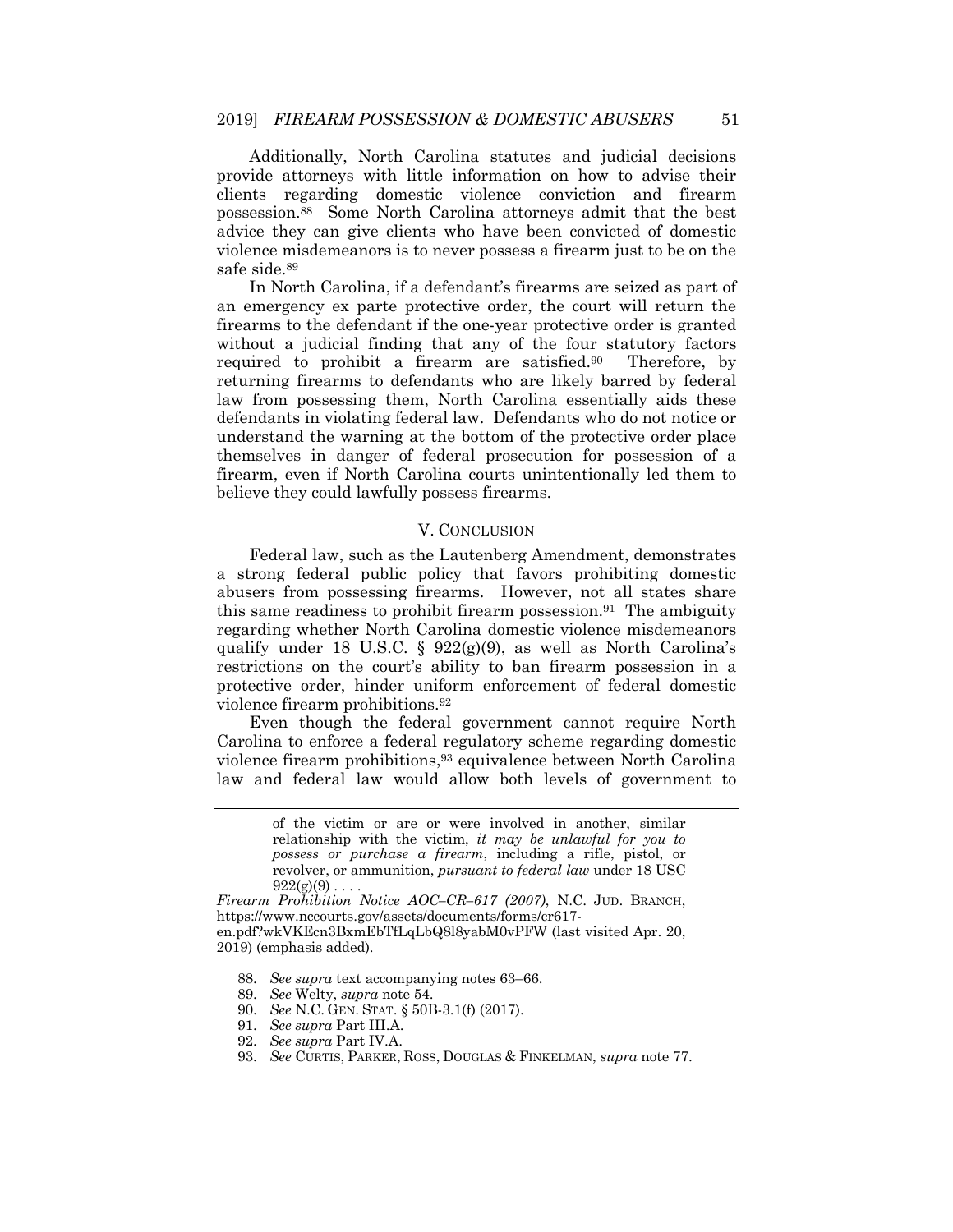Additionally, North Carolina statutes and judicial decisions provide attorneys with little information on how to advise their clients regarding domestic violence conviction and firearm possession.[88] Some North Carolina attorneys admit that the best advice they can give clients who have been convicted of domestic violence misdemeanors is to never possess a firearm just to be on the safe side.[89]

In North Carolina, if a defendant's firearms are seized as part of an emergency ex parte protective order, the court will return the firearms to the defendant if the one-year protective order is granted without a judicial finding that any of the four statutory factors required to prohibit a firearm are satisfied.[90] Therefore, by returning firearms to defendants who are likely barred by federal law from possessing them, North Carolina essentially aids these defendants in violating federal law. Defendants who do not notice or understand the warning at the bottom of the protective order place themselves in danger of federal prosecution for possession of a firearm, even if North Carolina courts unintentionally led them to believe they could lawfully possess firearms.

## V. CONCLUSION

Federal law, such as the Lautenberg Amendment, demonstrates a strong federal public policy that favors prohibiting domestic abusers from possessing firearms. However, not all states share this same readiness to prohibit firearm possession.[91] The ambiguity regarding whether North Carolina domestic violence misdemeanors qualify under 18 U.S.C. § 922(g)(9), as well as North Carolina's restrictions on the court's ability to ban firearm possession in a protective order, hinder uniform enforcement of federal domestic violence firearm prohibitions.[92]

Even though the federal government cannot require North Carolina to enforce a federal regulatory scheme regarding domestic violence firearm prohibitions,[93] equivalence between North Carolina law and federal law would allow both levels of government to

---

> of the victim or are or were involved in another, similar relationship with the victim, *it may be unlawful for you to possess or purchase a firearm*, including a rifle, pistol, or revolver, or ammunition, *pursuant to federal law* under 18 USC 922(g)(9) . . . .

*Firearm Prohibition Notice AOC–CR–617 (2007)*, N.C. JUD. BRANCH, https://www.nccourts.gov/assets/documents/forms/cr617-en.pdf?wkVKEcn3BxmEbTfLqLbQ8l8yabM0vPFW (last visited Apr. 20, 2019) (emphasis added).

88. *See supra* text accompanying notes 63–66.
89. *See* Welty, *supra* note 54.
90. *See* N.C. GEN. STAT. § 50B-3.1(f) (2017).
91. *See supra* Part III.A.
92. *See supra* Part IV.A.
93. *See* CURTIS, PARKER, ROSS, DOUGLAS & FINKELMAN, *supra* note 77.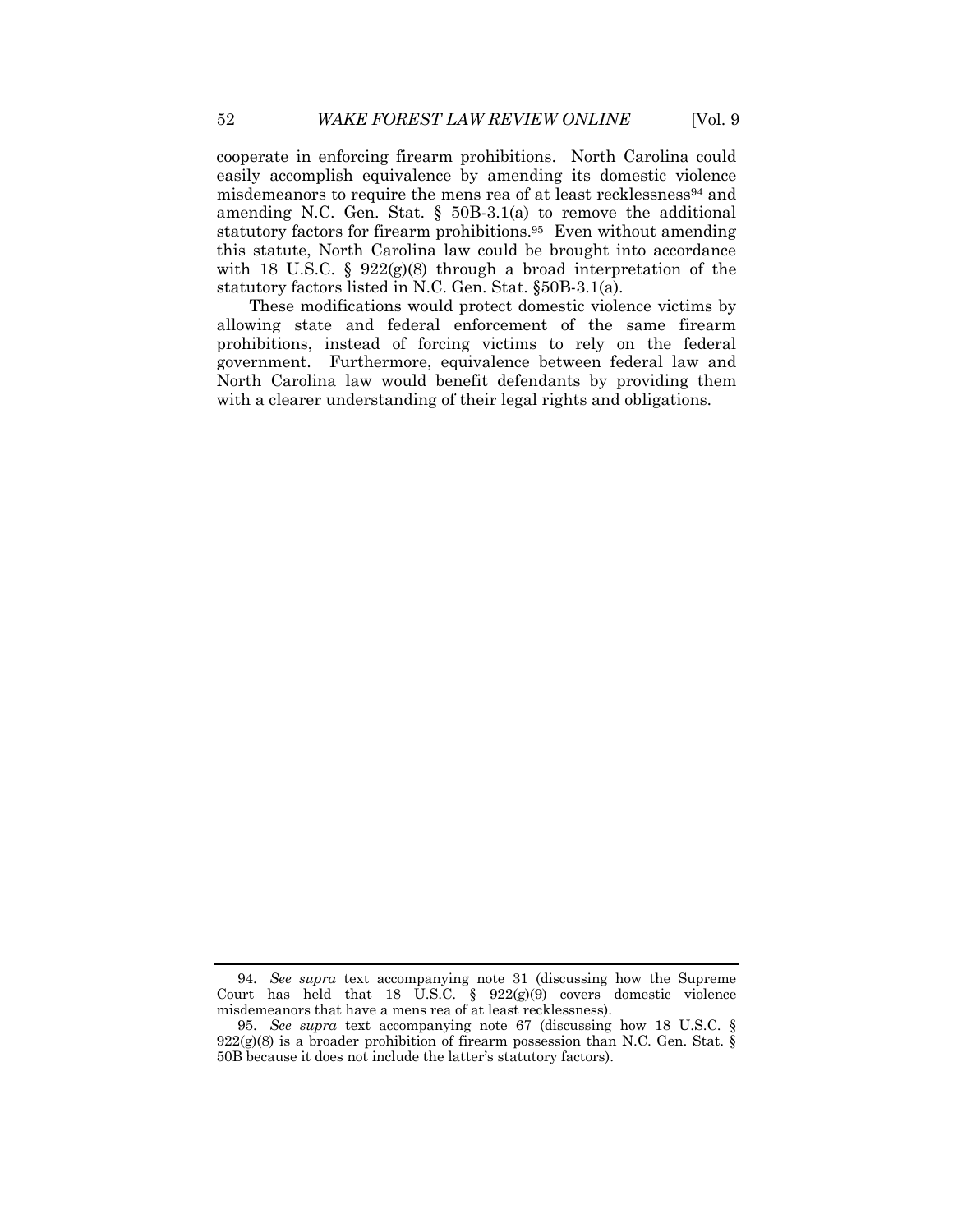cooperate in enforcing firearm prohibitions. North Carolina could easily accomplish equivalence by amending its domestic violence misdemeanors to require the mens rea of at least recklessness[94] and amending N.C. Gen. Stat. § 50B-3.1(a) to remove the additional statutory factors for firearm prohibitions.[95] Even without amending this statute, North Carolina law could be brought into accordance with 18 U.S.C. § 922(g)(8) through a broad interpretation of the statutory factors listed in N.C. Gen. Stat. §50B-3.1(a).

These modifications would protect domestic violence victims by allowing state and federal enforcement of the same firearm prohibitions, instead of forcing victims to rely on the federal government. Furthermore, equivalence between federal law and North Carolina law would benefit defendants by providing them with a clearer understanding of their legal rights and obligations.

---

94. *See supra* text accompanying note 31 (discussing how the Supreme Court has held that 18 U.S.C. § 922(g)(9) covers domestic violence misdemeanors that have a mens rea of at least recklessness).

95. *See supra* text accompanying note 67 (discussing how 18 U.S.C. § 922(g)(8) is a broader prohibition of firearm possession than N.C. Gen. Stat. § 50B because it does not include the latter's statutory factors).